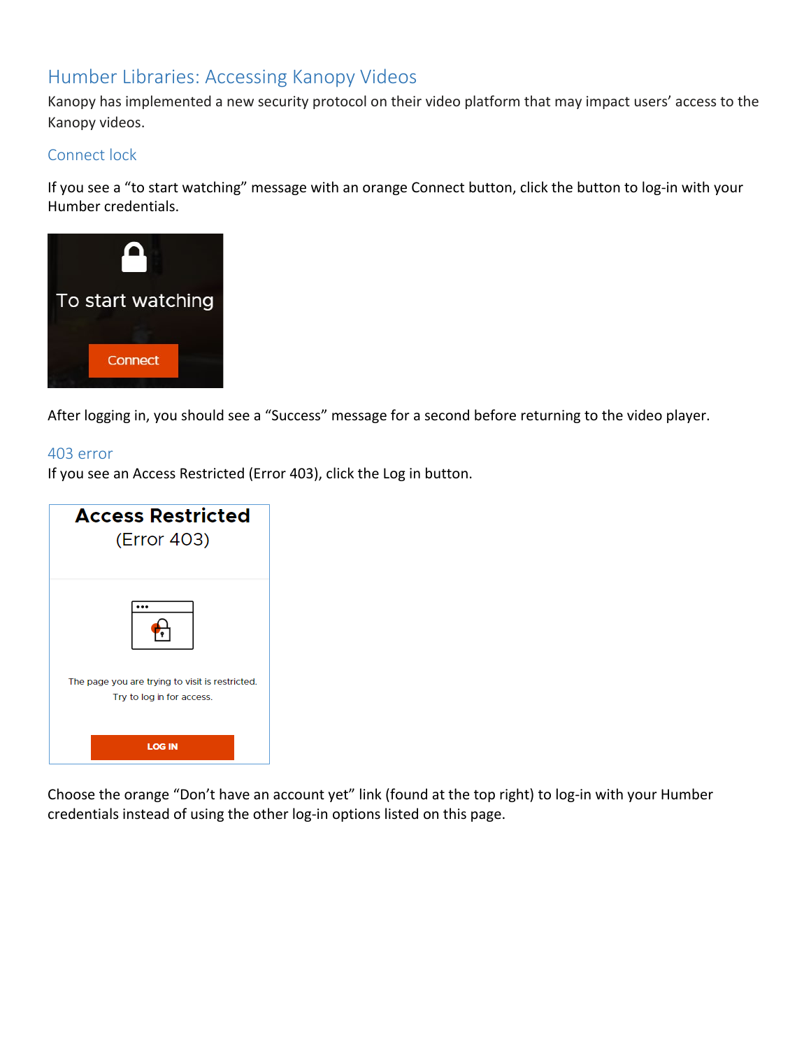# Humber Libraries: Accessing Kanopy Videos

Kanopy has implemented a new security protocol on their video platform that may impact users' access to the Kanopy videos.

## Connect lock

If you see a "to start watching" message with an orange Connect button, click the button to log-in with your Humber credentials.

After logging in, you should see a "Success" message for a second before returning to the video player.

## 403 error

If you see an Access Restricted (Error 403), click the Log in button.

Choose the orange "Don't have an account yet" link (found at the top right) to log-in with your Humber credentials instead of using the other log-in options listed on this page.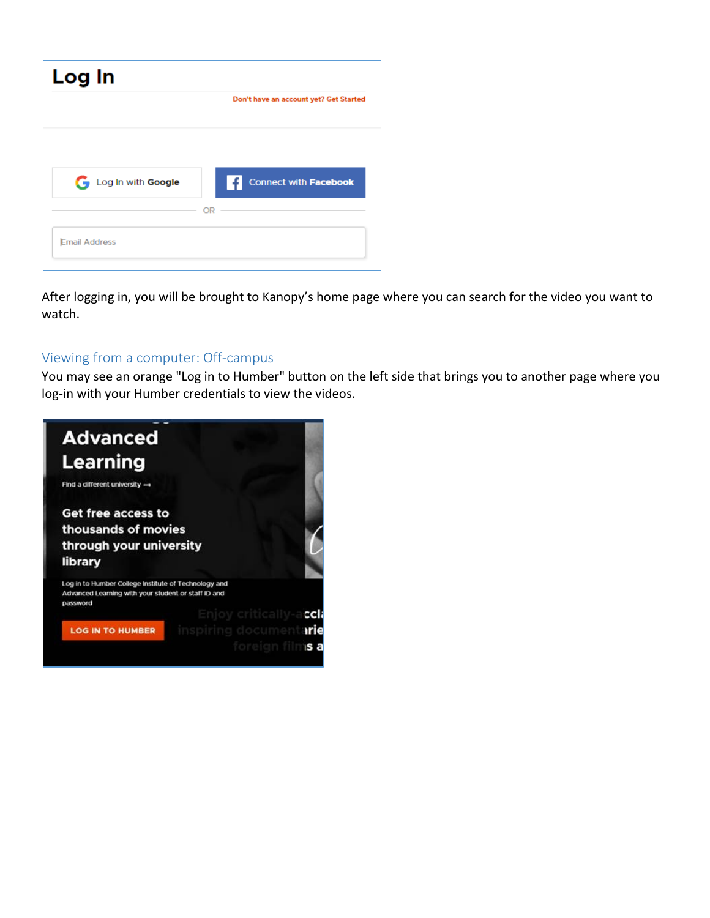After logging in, you will be brought to Kanopy's home page where you can search for the video you want to watch.

## Viewing from a computer: Off-campus

You may see an orange "Log in to Humber" button on the left side that brings you to another page where you log-in with your Humber credentials to view the videos.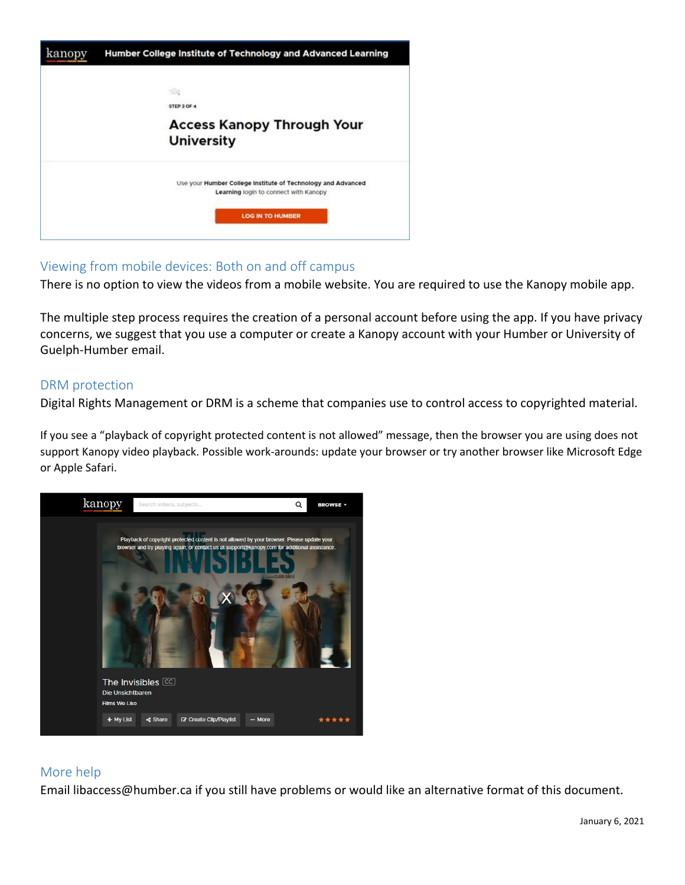## Viewing from mobile devices: Both on and off campus

There is no option to view the videos from a mobile website. You are required to use the Kanopy mobile app.

The multiple step process requires the creation of a personal account before using the app. If you have privacy concerns, we suggest that you use a computer or create a Kanopy account with your Humber or University of Guelph-Humber email.

## DRM protection

Digital Rights Management or DRM is a scheme that companies use to control access to copyrighted material.

If you see a "playback of copyright protected content is not allowed" message, then the browser you are using does not support Kanopy video playback. Possible work-arounds: update your browser or try another browser like Microsoft Edge or Apple Safari.

## More help

Email libaccess@humber.ca if you still have problems or would like an alternative format of this document.

January 6, 2021